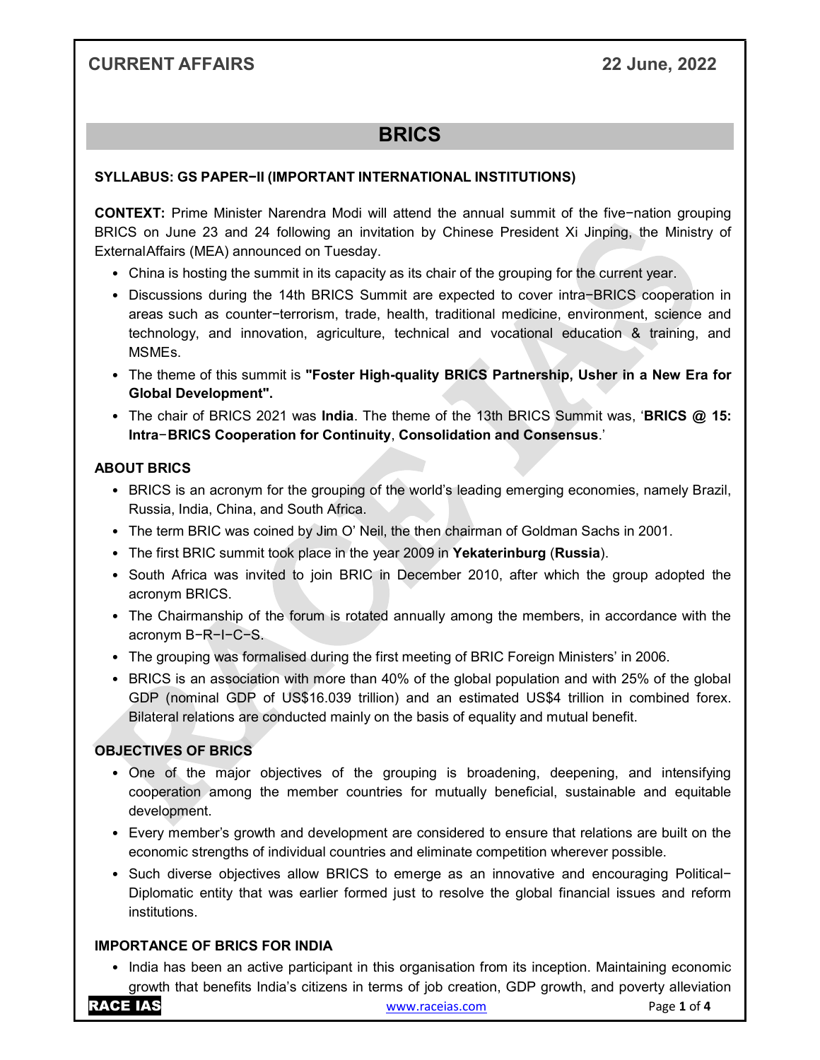## BRICS

**SYLLABUS: GS PAPER−II (IMPORTANT INTERNATIONAL INSTITUTIONS)**

**CONTEXT:** Prime Minister Narendra Modi will attend the annual summit of the five−nation grouping BRICS on June 23 and 24 following an invitation by Chinese President Xi Jinping, the Ministry of ExternalAffairs (MEA) announced on Tuesday.

- China is hosting the summit in its capacity as its chair of the grouping for the current year.
- Discussions during the 14th BRICS Summit are expected to cover intra−BRICS cooperation in areas such as counter−terrorism, trade, health, traditional medicine, environment, science and technology, and innovation, agriculture, technical and vocational education & training, and MSMEs.
- The theme of this summit is **"Foster High-quality BRICS Partnership, Usher in a New Era for Global Development".**
- The chair of BRICS 2021 was **India**. The theme of the 13th BRICS Summit was, '**BRICS @ 15: Intra−BRICS Cooperation for Continuity**, **Consolidation and Consensus**.'

### ABOUT BRICS

- BRICS is an acronym for the grouping of the world's leading emerging economies, namely Brazil, Russia, India, China, and South Africa.
- The term BRIC was coined by Jim O' Neil, the then chairman of Goldman Sachs in 2001.
- The first BRIC summit took place in the year 2009 in **Yekaterinburg** (**Russia**).
- South Africa was invited to join BRIC in December 2010, after which the group adopted the acronym BRICS.
- The Chairmanship of the forum is rotated annually among the members, in accordance with the acronym B−R−I−C−S.
- The grouping was formalised during the first meeting of BRIC Foreign Ministers' in 2006.
- BRICS is an association with more than 40% of the global population and with 25% of the global GDP (nominal GDP of US$16.039 trillion) and an estimated US$4 trillion in combined forex. Bilateral relations are conducted mainly on the basis of equality and mutual benefit.

### OBJECTIVES OF BRICS

- One of the major objectives of the grouping is broadening, deepening, and intensifying cooperation among the member countries for mutually beneficial, sustainable and equitable development.
- Every member's growth and development are considered to ensure that relations are built on the economic strengths of individual countries and eliminate competition wherever possible.
- Such diverse objectives allow BRICS to emerge as an innovative and encouraging Political−Diplomatic entity that was earlier formed just to resolve the global financial issues and reform institutions.

### IMPORTANCE OF BRICS FOR INDIA

- India has been an active participant in this organisation from its inception. Maintaining economic growth that benefits India's citizens in terms of job creation, GDP growth, and poverty alleviation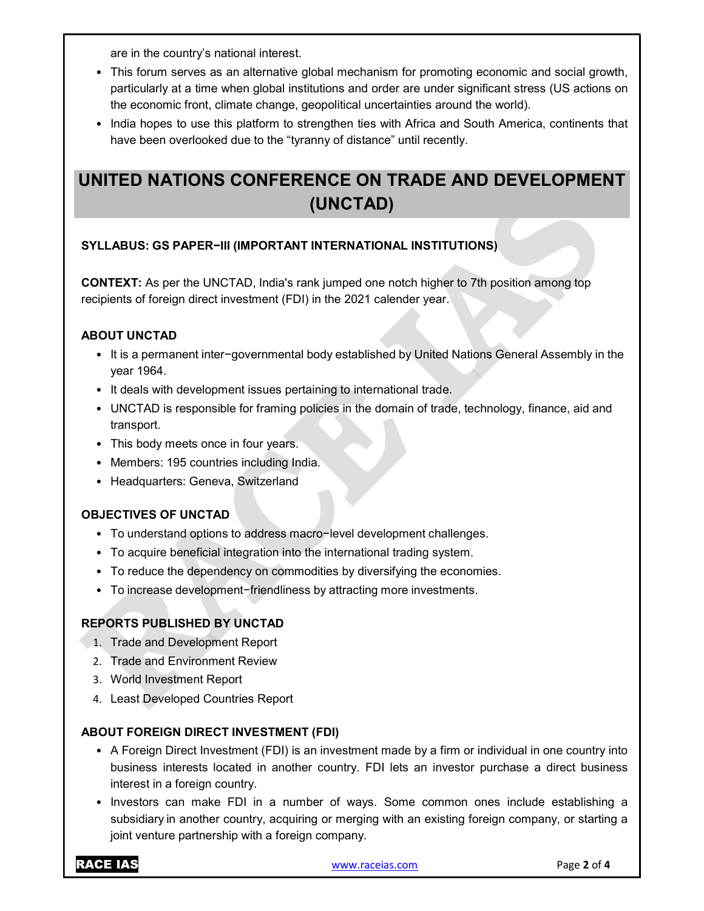are in the country's national interest.

- This forum serves as an alternative global mechanism for promoting economic and social growth, particularly at a time when global institutions and order are under significant stress (US actions on the economic front, climate change, geopolitical uncertainties around the world).
- India hopes to use this platform to strengthen ties with Africa and South America, continents that have been overlooked due to the "tyranny of distance" until recently.

# UNITED NATIONS CONFERENCE ON TRADE AND DEVELOPMENT (UNCTAD)

**SYLLABUS: GS PAPER−III (IMPORTANT INTERNATIONAL INSTITUTIONS)**

**CONTEXT:** As per the UNCTAD, India's rank jumped one notch higher to 7th position among top recipients of foreign direct investment (FDI) in the 2021 calender year.

**ABOUT UNCTAD**

- It is a permanent inter−governmental body established by United Nations General Assembly in the year 1964.
- It deals with development issues pertaining to international trade.
- UNCTAD is responsible for framing policies in the domain of trade, technology, finance, aid and transport.
- This body meets once in four years.
- Members: 195 countries including India.
- Headquarters: Geneva, Switzerland

**OBJECTIVES OF UNCTAD**

- To understand options to address macro−level development challenges.
- To acquire beneficial integration into the international trading system.
- To reduce the dependency on commodities by diversifying the economies.
- To increase development−friendliness by attracting more investments.

**REPORTS PUBLISHED BY UNCTAD**

1. Trade and Development Report
2. Trade and Environment Review
3. World Investment Report
4. Least Developed Countries Report

**ABOUT FOREIGN DIRECT INVESTMENT (FDI)**

- A Foreign Direct Investment (FDI) is an investment made by a firm or individual in one country into business interests located in another country. FDI lets an investor purchase a direct business interest in a foreign country.
- Investors can make FDI in a number of ways. Some common ones include establishing a subsidiary in another country, acquiring or merging with an existing foreign company, or starting a joint venture partnership with a foreign company.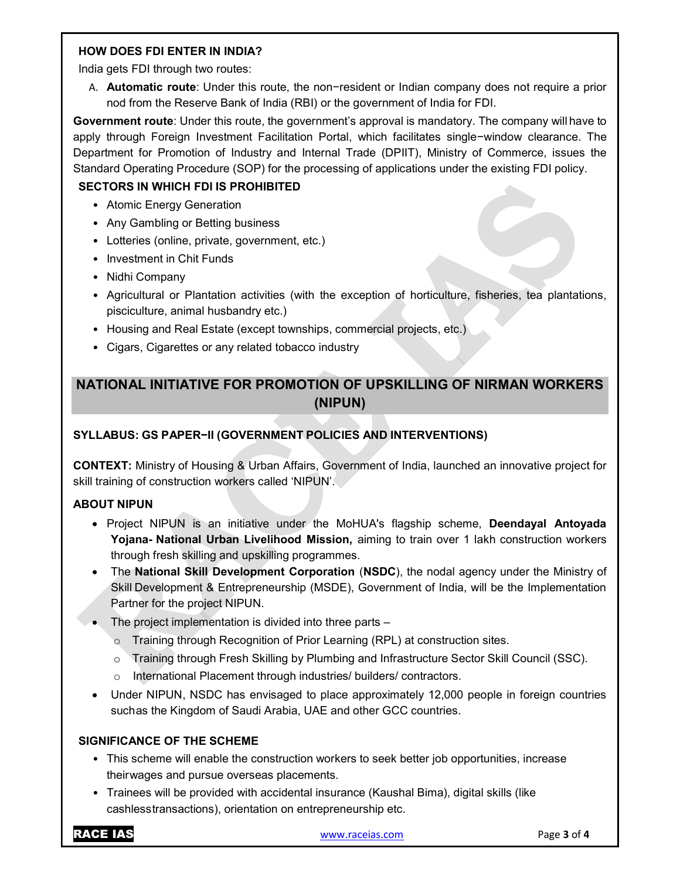### HOW DOES FDI ENTER IN INDIA?

India gets FDI through two routes:

A. **Automatic route**: Under this route, the non−resident or Indian company does not require a prior nod from the Reserve Bank of India (RBI) or the government of India for FDI.

**Government route**: Under this route, the government's approval is mandatory. The company will have to apply through Foreign Investment Facilitation Portal, which facilitates single−window clearance. The Department for Promotion of Industry and Internal Trade (DPIIT), Ministry of Commerce, issues the Standard Operating Procedure (SOP) for the processing of applications under the existing FDI policy.

### SECTORS IN WHICH FDI IS PROHIBITED

- Atomic Energy Generation
- Any Gambling or Betting business
- Lotteries (online, private, government, etc.)
- Investment in Chit Funds
- Nidhi Company
- Agricultural or Plantation activities (with the exception of horticulture, fisheries, tea plantations, pisciculture, animal husbandry etc.)
- Housing and Real Estate (except townships, commercial projects, etc.)
- Cigars, Cigarettes or any related tobacco industry

## NATIONAL INITIATIVE FOR PROMOTION OF UPSKILLING OF NIRMAN WORKERS (NIPUN)

**SYLLABUS: GS PAPER−II (GOVERNMENT POLICIES AND INTERVENTIONS)**

**CONTEXT:** Ministry of Housing & Urban Affairs, Government of India, launched an innovative project for skill training of construction workers called 'NIPUN'.

### ABOUT NIPUN

- Project NIPUN is an initiative under the MoHUA's flagship scheme, **Deendayal Antoyada Yojana- National Urban Livelihood Mission,** aiming to train over 1 lakh construction workers through fresh skilling and upskilling programmes.
- The **National Skill Development Corporation** (**NSDC**), the nodal agency under the Ministry of Skill Development & Entrepreneurship (MSDE), Government of India, will be the Implementation Partner for the project NIPUN.
- The project implementation is divided into three parts –
  - Training through Recognition of Prior Learning (RPL) at construction sites.
  - Training through Fresh Skilling by Plumbing and Infrastructure Sector Skill Council (SSC).
  - International Placement through industries/ builders/ contractors.
- Under NIPUN, NSDC has envisaged to place approximately 12,000 people in foreign countries suchas the Kingdom of Saudi Arabia, UAE and other GCC countries.

### SIGNIFICANCE OF THE SCHEME

- This scheme will enable the construction workers to seek better job opportunities, increase theirwages and pursue overseas placements.
- Trainees will be provided with accidental insurance (Kaushal Bima), digital skills (like cashlesstransactions), orientation on entrepreneurship etc.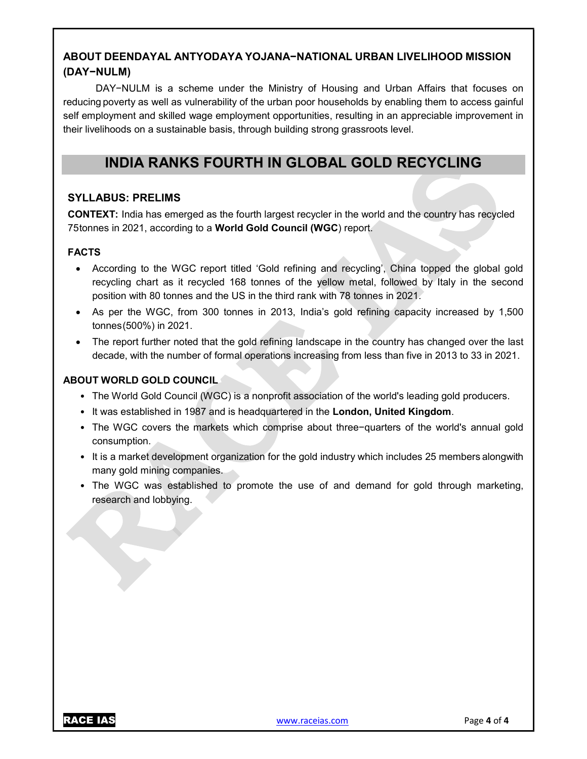### ABOUT DEENDAYAL ANTYODAYA YOJANA−NATIONAL URBAN LIVELIHOOD MISSION (DAY−NULM)

DAY−NULM is a scheme under the Ministry of Housing and Urban Affairs that focuses on reducing poverty as well as vulnerability of the urban poor households by enabling them to access gainful self employment and skilled wage employment opportunities, resulting in an appreciable improvement in their livelihoods on a sustainable basis, through building strong grassroots level.

## INDIA RANKS FOURTH IN GLOBAL GOLD RECYCLING

### SYLLABUS: PRELIMS

**CONTEXT:** India has emerged as the fourth largest recycler in the world and the country has recycled 75tonnes in 2021, according to a **World Gold Council (WGC**) report.

### FACTS

- According to the WGC report titled 'Gold refining and recycling', China topped the global gold recycling chart as it recycled 168 tonnes of the yellow metal, followed by Italy in the second position with 80 tonnes and the US in the third rank with 78 tonnes in 2021.
- As per the WGC, from 300 tonnes in 2013, India's gold refining capacity increased by 1,500 tonnes(500%) in 2021.
- The report further noted that the gold refining landscape in the country has changed over the last decade, with the number of formal operations increasing from less than five in 2013 to 33 in 2021.

### ABOUT WORLD GOLD COUNCIL

- The World Gold Council (WGC) is a nonprofit association of the world's leading gold producers.
- It was established in 1987 and is headquartered in the **London, United Kingdom**.
- The WGC covers the markets which comprise about three−quarters of the world's annual gold consumption.
- It is a market development organization for the gold industry which includes 25 members alongwith many gold mining companies.
- The WGC was established to promote the use of and demand for gold through marketing, research and lobbying.